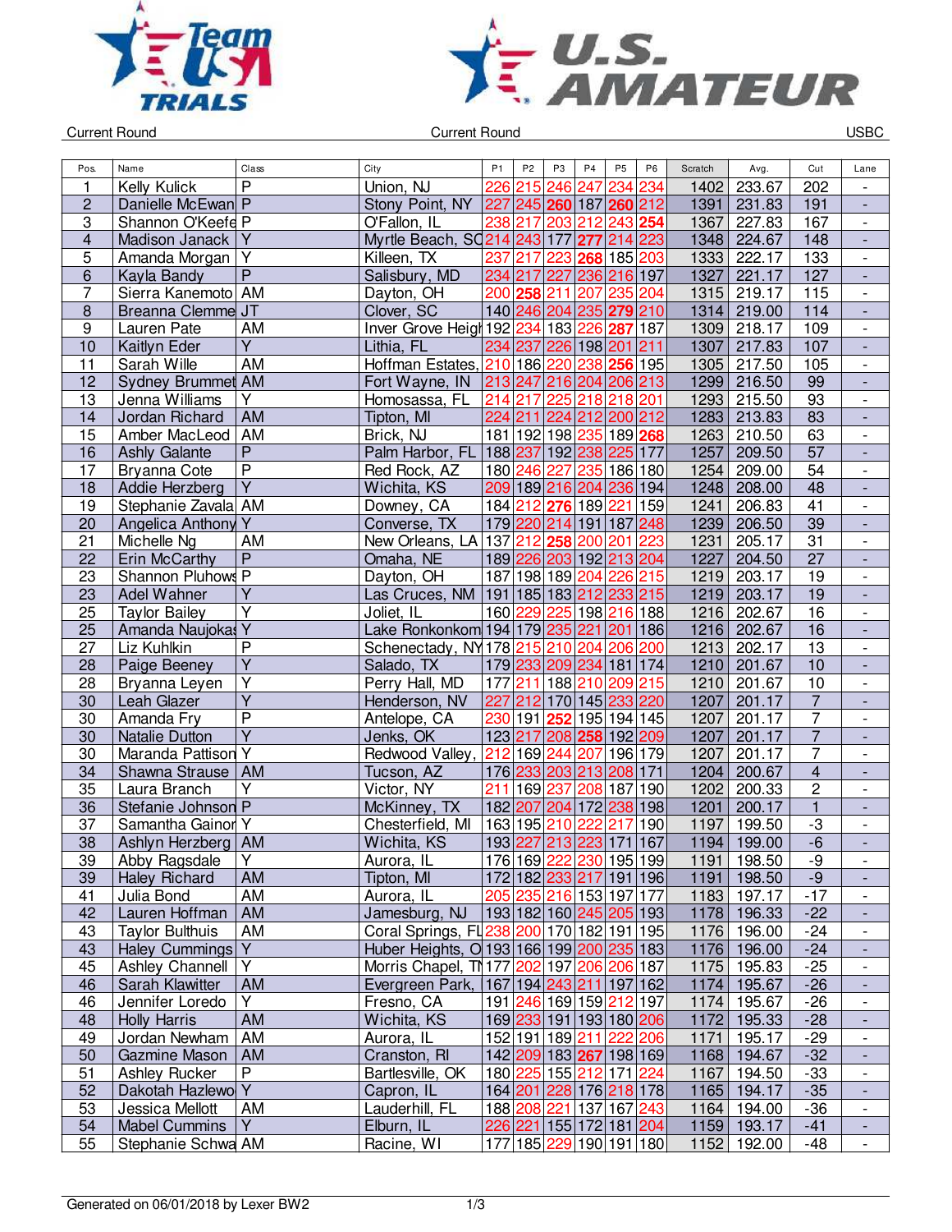Current Round | Current Round | USBC

| Pos. | Name | Class | City | P1 | P2 | P3 | P4 | P5 | P6 | Scratch | Avg. | Cut | Lane |
|---|---|---|---|---|---|---|---|---|---|---|---|---|---|
| 1 | Kelly Kulick | P | Union, NJ | 226 | 215 | 246 | 247 | 234 | 234 | 1402 | 233.67 | 202 | - |
| 2 | Danielle McEwan | P | Stony Point, NY | 227 | 245 | **260** | 187 | **260** | 212 | 1391 | 231.83 | 191 | - |
| 3 | Shannon O'Keefe | P | O'Fallon, IL | 238 | 217 | 203 | 212 | 243 | **254** | 1367 | 227.83 | 167 | - |
| 4 | Madison Janack | Y | Myrtle Beach, SC | 214 | 243 | 177 | **277** | 214 | 223 | 1348 | 224.67 | 148 | - |
| 5 | Amanda Morgan | Y | Killeen, TX | 237 | 217 | 223 | **268** | 185 | 203 | 1333 | 222.17 | 133 | - |
| 6 | Kayla Bandy | P | Salisbury, MD | 234 | 217 | 227 | 236 | 216 | 197 | 1327 | 221.17 | 127 | - |
| 7 | Sierra Kanemoto | AM | Dayton, OH | 200 | **258** | 211 | 207 | 235 | 204 | 1315 | 219.17 | 115 | - |
| 8 | Breanna Clemmer | JT | Clover, SC | 140 | 246 | 204 | 235 | **279** | 210 | 1314 | 219.00 | 114 | - |
| 9 | Lauren Pate | AM | Inver Grove Heights | 192 | 234 | 183 | 226 | **287** | 187 | 1309 | 218.17 | 109 | - |
| 10 | Kaitlyn Eder | Y | Lithia, FL | 234 | 237 | 226 | 198 | 201 | 211 | 1307 | 217.83 | 107 | - |
| 11 | Sarah Wille | AM | Hoffman Estates, | 210 | 186 | 220 | 238 | **256** | 195 | 1305 | 217.50 | 105 | - |
| 12 | Sydney Brummett | AM | Fort Wayne, IN | 213 | 247 | 216 | 204 | 206 | 213 | 1299 | 216.50 | 99 | - |
| 13 | Jenna Williams | Y | Homosassa, FL | 214 | 217 | 225 | 218 | 218 | 201 | 1293 | 215.50 | 93 | - |
| 14 | Jordan Richard | AM | Tipton, MI | 224 | 211 | 224 | 212 | 200 | 212 | 1283 | 213.83 | 83 | - |
| 15 | Amber MacLeod | AM | Brick, NJ | 181 | 192 | 198 | 235 | 189 | **268** | 1263 | 210.50 | 63 | - |
| 16 | Ashly Galante | P | Palm Harbor, FL | 188 | 237 | 192 | 238 | 225 | 177 | 1257 | 209.50 | 57 | - |
| 17 | Bryanna Cote | P | Red Rock, AZ | 180 | 246 | 227 | 235 | 186 | 180 | 1254 | 209.00 | 54 | - |
| 18 | Addie Herzberg | Y | Wichita, KS | 209 | 189 | 216 | 204 | 236 | 194 | 1248 | 208.00 | 48 | - |
| 19 | Stephanie Zavala | AM | Downey, CA | 184 | 212 | **276** | 189 | 221 | 159 | 1241 | 206.83 | 41 | - |
| 20 | Angelica Anthony | Y | Converse, TX | 179 | 220 | 214 | 191 | 187 | 248 | 1239 | 206.50 | 39 | - |
| 21 | Michelle Ng | AM | New Orleans, LA | 137 | 212 | **258** | 200 | 201 | 223 | 1231 | 205.17 | 31 | - |
| 22 | Erin McCarthy | P | Omaha, NE | 189 | 226 | 203 | 192 | 213 | 204 | 1227 | 204.50 | 27 | - |
| 23 | Shannon Pluhowsky | P | Dayton, OH | 187 | 198 | 189 | 204 | 226 | 215 | 1219 | 203.17 | 19 | - |
| 23 | Adel Wahner | Y | Las Cruces, NM | 191 | 185 | 183 | 212 | 233 | 215 | 1219 | 203.17 | 19 | - |
| 25 | Taylor Bailey | Y | Joliet, IL | 160 | 229 | 225 | 198 | 216 | 188 | 1216 | 202.67 | 16 | - |
| 25 | Amanda Naujokas | Y | Lake Ronkonkoma | 194 | 179 | 235 | 221 | 201 | 186 | 1216 | 202.67 | 16 | - |
| 27 | Liz Kuhlkin | P | Schenectady, NY | 178 | 215 | 210 | 204 | 206 | 200 | 1213 | 202.17 | 13 | - |
| 28 | Paige Beeney | Y | Salado, TX | 179 | 233 | 209 | 234 | 181 | 174 | 1210 | 201.67 | 10 | - |
| 28 | Bryanna Leyen | Y | Perry Hall, MD | 177 | 211 | 188 | 210 | 209 | 215 | 1210 | 201.67 | 10 | - |
| 30 | Leah Glazer | Y | Henderson, NV | 227 | 212 | 170 | 145 | 233 | 220 | 1207 | 201.17 | 7 | - |
| 30 | Amanda Fry | P | Antelope, CA | 230 | 191 | **252** | 195 | 194 | 145 | 1207 | 201.17 | 7 | - |
| 30 | Natalie Dutton | Y | Jenks, OK | 123 | 217 | 208 | **258** | 192 | 209 | 1207 | 201.17 | 7 | - |
| 30 | Maranda Pattison | Y | Redwood Valley, | 212 | 169 | 244 | 207 | 196 | 179 | 1207 | 201.17 | 7 | - |
| 34 | Shawna Strause | AM | Tucson, AZ | 176 | 233 | 203 | 213 | 208 | 171 | 1204 | 200.67 | 4 | - |
| 35 | Laura Branch | Y | Victor, NY | 211 | 169 | 237 | 208 | 187 | 190 | 1202 | 200.33 | 2 | - |
| 36 | Stefanie Johnson | P | McKinney, TX | 182 | 207 | 204 | 172 | 238 | 198 | 1201 | 200.17 | 1 | - |
| 37 | Samantha Gainor | Y | Chesterfield, MI | 163 | 195 | 210 | 222 | 217 | 190 | 1197 | 199.50 | -3 | - |
| 38 | Ashlyn Herzberg | AM | Wichita, KS | 193 | 227 | 213 | 223 | 171 | 167 | 1194 | 199.00 | -6 | - |
| 39 | Abby Ragsdale | Y | Aurora, IL | 176 | 169 | 222 | 230 | 195 | 199 | 1191 | 198.50 | -9 | - |
| 39 | Haley Richard | AM | Tipton, MI | 172 | 182 | 233 | 217 | 191 | 196 | 1191 | 198.50 | -9 | - |
| 41 | Julia Bond | AM | Aurora, IL | 205 | 235 | 216 | 153 | 197 | 177 | 1183 | 197.17 | -17 | - |
| 42 | Lauren Hoffman | AM | Jamesburg, NJ | 193 | 182 | 160 | 245 | 205 | 193 | 1178 | 196.33 | -22 | - |
| 43 | Taylor Bulthuis | AM | Coral Springs, FL | 238 | 200 | 170 | 182 | 191 | 195 | 1176 | 196.00 | -24 | - |
| 43 | Haley Cummings | Y | Huber Heights, O | 193 | 166 | 199 | 200 | 235 | 183 | 1176 | 196.00 | -24 | - |
| 45 | Ashley Channell | Y | Morris Chapel, TN | 177 | 202 | 197 | 206 | 206 | 187 | 1175 | 195.83 | -25 | - |
| 46 | Sarah Klawitter | AM | Evergreen Park, | 167 | 194 | 243 | 211 | 197 | 162 | 1174 | 195.67 | -26 | - |
| 46 | Jennifer Loredo | Y | Fresno, CA | 191 | 246 | 169 | 159 | 212 | 197 | 1174 | 195.67 | -26 | - |
| 48 | Holly Harris | AM | Wichita, KS | 169 | 233 | 191 | 193 | 180 | 206 | 1172 | 195.33 | -28 | - |
| 49 | Jordan Newham | AM | Aurora, IL | 152 | 191 | 189 | 211 | 222 | 206 | 1171 | 195.17 | -29 | - |
| 50 | Gazmine Mason | AM | Cranston, RI | 142 | 209 | 183 | **267** | 198 | 169 | 1168 | 194.67 | -32 | - |
| 51 | Ashley Rucker | P | Bartlesville, OK | 180 | 225 | 155 | 212 | 171 | 224 | 1167 | 194.50 | -33 | - |
| 52 | Dakotah Hazlewood | Y | Capron, IL | 164 | 201 | 228 | 176 | 218 | 178 | 1165 | 194.17 | -35 | - |
| 53 | Jessica Mellott | AM | Lauderhill, FL | 188 | 208 | 221 | 137 | 167 | 243 | 1164 | 194.00 | -36 | - |
| 54 | Mabel Cummins | Y | Elburn, IL | 226 | 221 | 155 | 172 | 181 | 204 | 1159 | 193.17 | -41 | - |
| 55 | Stephanie Schwartz | AM | Racine, WI | 177 | 185 | 229 | 190 | 191 | 180 | 1152 | 192.00 | -48 | - |

Generated on 06/01/2018 by Lexer BW2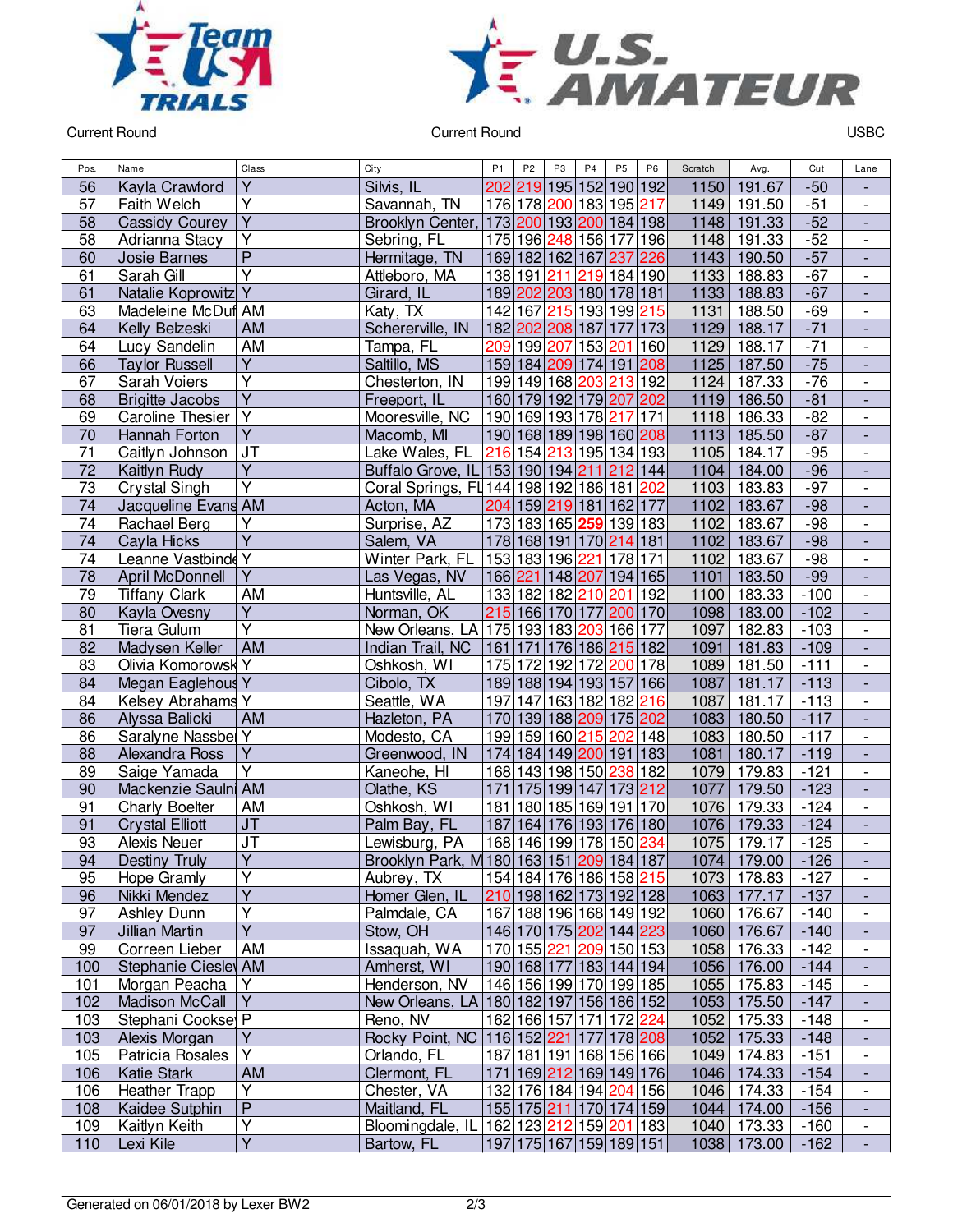Current Round | Current Round | USBC

| Pos. | Name | Class | City | P1 | P2 | P3 | P4 | P5 | P6 | Scratch | Avg. | Cut | Lane |
|---|---|---|---|---|---|---|---|---|---|---|---|---|---|
| 56 | Kayla Crawford | Y | Silvis, IL | 202 | 219 | 195 | 152 | 190 | 192 | 1150 | 191.67 | -50 | - |
| 57 | Faith Welch | Y | Savannah, TN | 176 | 178 | 200 | 183 | 195 | 217 | 1149 | 191.50 | -51 | - |
| 58 | Cassidy Courey | Y | Brooklyn Center, | 173 | 200 | 193 | 200 | 184 | 198 | 1148 | 191.33 | -52 | - |
| 58 | Adrianna Stacy | Y | Sebring, FL | 175 | 196 | 248 | 156 | 177 | 196 | 1148 | 191.33 | -52 | - |
| 60 | Josie Barnes | P | Hermitage, TN | 169 | 182 | 162 | 167 | 237 | 226 | 1143 | 190.50 | -57 | - |
| 61 | Sarah Gill | Y | Attleboro, MA | 138 | 191 | 211 | 219 | 184 | 190 | 1133 | 188.83 | -67 | - |
| 61 | Natalie Koprowitz | Y | Girard, IL | 189 | 202 | 203 | 180 | 178 | 181 | 1133 | 188.83 | -67 | - |
| 63 | Madeleine McDuf | AM | Katy, TX | 142 | 167 | 215 | 193 | 199 | 215 | 1131 | 188.50 | -69 | - |
| 64 | Kelly Belzeski | AM | Schererville, IN | 182 | 202 | 208 | 187 | 177 | 173 | 1129 | 188.17 | -71 | - |
| 64 | Lucy Sandelin | AM | Tampa, FL | 209 | 199 | 207 | 153 | 201 | 160 | 1129 | 188.17 | -71 | - |
| 66 | Taylor Russell | Y | Saltillo, MS | 159 | 184 | 209 | 174 | 191 | 208 | 1125 | 187.50 | -75 | - |
| 67 | Sarah Voiers | Y | Chesterton, IN | 199 | 149 | 168 | 203 | 213 | 192 | 1124 | 187.33 | -76 | - |
| 68 | Brigitte Jacobs | Y | Freeport, IL | 160 | 179 | 192 | 179 | 207 | 202 | 1119 | 186.50 | -81 | - |
| 69 | Caroline Thesier | Y | Mooresville, NC | 190 | 169 | 193 | 178 | 217 | 171 | 1118 | 186.33 | -82 | - |
| 70 | Hannah Forton | Y | Macomb, MI | 190 | 168 | 189 | 198 | 160 | 208 | 1113 | 185.50 | -87 | - |
| 71 | Caitlyn Johnson | JT | Lake Wales, FL | 216 | 154 | 213 | 195 | 134 | 193 | 1105 | 184.17 | -95 | - |
| 72 | Kaitlyn Rudy | Y | Buffalo Grove, IL | 153 | 190 | 194 | 211 | 212 | 144 | 1104 | 184.00 | -96 | - |
| 73 | Crystal Singh | Y | Coral Springs, FL | 144 | 198 | 192 | 186 | 181 | 202 | 1103 | 183.83 | -97 | - |
| 74 | Jacqueline Evans | AM | Acton, MA | 204 | 159 | 219 | 181 | 162 | 177 | 1102 | 183.67 | -98 | - |
| 74 | Rachael Berg | Y | Surprise, AZ | 173 | 183 | 165 | 259 | 139 | 183 | 1102 | 183.67 | -98 | - |
| 74 | Cayla Hicks | Y | Salem, VA | 178 | 168 | 191 | 170 | 214 | 181 | 1102 | 183.67 | -98 | - |
| 74 | Leanne Vastbinde | Y | Winter Park, FL | 153 | 183 | 196 | 221 | 178 | 171 | 1102 | 183.67 | -98 | - |
| 78 | April McDonnell | Y | Las Vegas, NV | 166 | 221 | 148 | 207 | 194 | 165 | 1101 | 183.50 | -99 | - |
| 79 | Tiffany Clark | AM | Huntsville, AL | 133 | 182 | 182 | 210 | 201 | 192 | 1100 | 183.33 | -100 | - |
| 80 | Kayla Ovesny | Y | Norman, OK | 215 | 166 | 170 | 177 | 200 | 170 | 1098 | 183.00 | -102 | - |
| 81 | Tiera Gulum | Y | New Orleans, LA | 175 | 193 | 183 | 203 | 166 | 177 | 1097 | 182.83 | -103 | - |
| 82 | Madysen Keller | AM | Indian Trail, NC | 161 | 171 | 176 | 186 | 215 | 182 | 1091 | 181.83 | -109 | - |
| 83 | Olivia Komorowsk | Y | Oshkosh, WI | 175 | 172 | 192 | 172 | 200 | 178 | 1089 | 181.50 | -111 | - |
| 84 | Megan Eaglehous | Y | Cibolo, TX | 189 | 188 | 194 | 193 | 157 | 166 | 1087 | 181.17 | -113 | - |
| 84 | Kelsey Abrahams | Y | Seattle, WA | 197 | 147 | 163 | 182 | 182 | 216 | 1087 | 181.17 | -113 | - |
| 86 | Alyssa Balicki | AM | Hazleton, PA | 170 | 139 | 188 | 209 | 175 | 202 | 1083 | 180.50 | -117 | - |
| 86 | Saralyne Nassbe | Y | Modesto, CA | 199 | 159 | 160 | 215 | 202 | 148 | 1083 | 180.50 | -117 | - |
| 88 | Alexandra Ross | Y | Greenwood, IN | 174 | 184 | 149 | 200 | 191 | 183 | 1081 | 180.17 | -119 | - |
| 89 | Saige Yamada | Y | Kaneohe, HI | 168 | 143 | 198 | 150 | 238 | 182 | 1079 | 179.83 | -121 | - |
| 90 | Mackenzie Saulni | AM | Olathe, KS | 171 | 175 | 199 | 147 | 173 | 212 | 1077 | 179.50 | -123 | - |
| 91 | Charly Boelter | AM | Oshkosh, WI | 181 | 180 | 185 | 169 | 191 | 170 | 1076 | 179.33 | -124 | - |
| 91 | Crystal Elliott | JT | Palm Bay, FL | 187 | 164 | 176 | 193 | 176 | 180 | 1076 | 179.33 | -124 | - |
| 93 | Alexis Neuer | JT | Lewisburg, PA | 168 | 146 | 199 | 178 | 150 | 234 | 1075 | 179.17 | -125 | - |
| 94 | Destiny Truly | Y | Brooklyn Park, M | 180 | 163 | 151 | 209 | 184 | 187 | 1074 | 179.00 | -126 | - |
| 95 | Hope Gramly | Y | Aubrey, TX | 154 | 184 | 176 | 186 | 158 | 215 | 1073 | 178.83 | -127 | - |
| 96 | Nikki Mendez | Y | Homer Glen, IL | 210 | 198 | 162 | 173 | 192 | 128 | 1063 | 177.17 | -137 | - |
| 97 | Ashley Dunn | Y | Palmdale, CA | 167 | 188 | 196 | 168 | 149 | 192 | 1060 | 176.67 | -140 | - |
| 97 | Jillian Martin | Y | Stow, OH | 146 | 170 | 175 | 202 | 144 | 223 | 1060 | 176.67 | -140 | - |
| 99 | Correen Lieber | AM | Issaquah, WA | 170 | 155 | 221 | 209 | 150 | 153 | 1058 | 176.33 | -142 | - |
| 100 | Stephanie Ciesle | AM | Amherst, WI | 190 | 168 | 177 | 183 | 144 | 194 | 1056 | 176.00 | -144 | - |
| 101 | Morgan Peacha | Y | Henderson, NV | 146 | 156 | 199 | 170 | 199 | 185 | 1055 | 175.83 | -145 | - |
| 102 | Madison McCall | Y | New Orleans, LA | 180 | 182 | 197 | 156 | 186 | 152 | 1053 | 175.50 | -147 | - |
| 103 | Stephani Cookse | P | Reno, NV | 162 | 166 | 157 | 171 | 172 | 224 | 1052 | 175.33 | -148 | - |
| 103 | Alexis Morgan | Y | Rocky Point, NC | 116 | 152 | 221 | 177 | 178 | 208 | 1052 | 175.33 | -148 | - |
| 105 | Patricia Rosales | Y | Orlando, FL | 187 | 181 | 191 | 168 | 156 | 166 | 1049 | 174.83 | -151 | - |
| 106 | Katie Stark | AM | Clermont, FL | 171 | 169 | 212 | 169 | 149 | 176 | 1046 | 174.33 | -154 | - |
| 106 | Heather Trapp | Y | Chester, VA | 132 | 176 | 184 | 194 | 204 | 156 | 1046 | 174.33 | -154 | - |
| 108 | Kaidee Sutphin | P | Maitland, FL | 155 | 175 | 211 | 170 | 174 | 159 | 1044 | 174.00 | -156 | - |
| 109 | Kaitlyn Keith | Y | Bloomingdale, IL | 162 | 123 | 212 | 159 | 201 | 183 | 1040 | 173.33 | -160 | - |
| 110 | Lexi Kile | Y | Bartow, FL | 197 | 175 | 167 | 159 | 189 | 151 | 1038 | 173.00 | -162 | - |

Generated on 06/01/2018 by Lexer BW2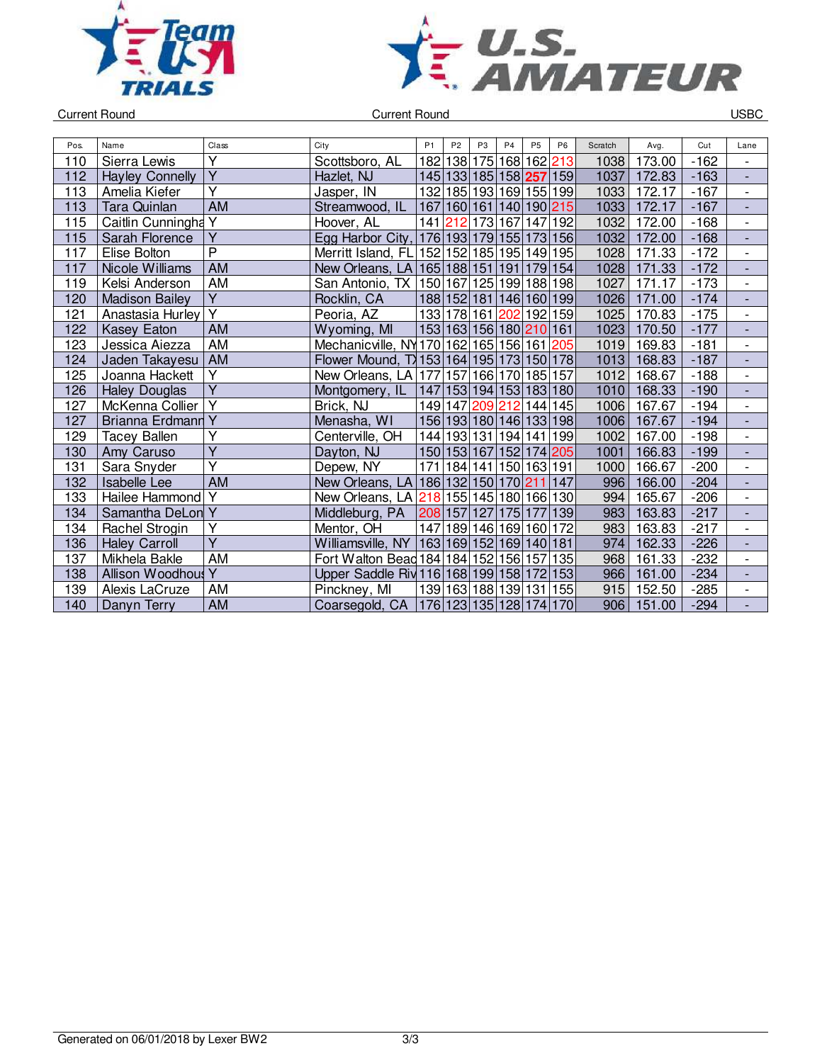Current Round | Current Round | USBC

| Pos. | Name | Class | City | P1 | P2 | P3 | P4 | P5 | P6 | Scratch | Avg. | Cut | Lane |
|---|---|---|---|---|---|---|---|---|---|---|---|---|---|
| 110 | Sierra Lewis | Y | Scottsboro, AL | 182 | 138 | 175 | 168 | 162 | 213 | 1038 | 173.00 | -162 | - |
| 112 | Hayley Connelly | Y | Hazlet, NJ | 145 | 133 | 185 | 158 | **257** | 159 | 1037 | 172.83 | -163 | - |
| 113 | Amelia Kiefer | Y | Jasper, IN | 132 | 185 | 193 | 169 | 155 | 199 | 1033 | 172.17 | -167 | - |
| 113 | Tara Quinlan | AM | Streamwood, IL | 167 | 160 | 161 | 140 | 190 | 215 | 1033 | 172.17 | -167 | - |
| 115 | Caitlin Cunningha | Y | Hoover, AL | 141 | 212 | 173 | 167 | 147 | 192 | 1032 | 172.00 | -168 | - |
| 115 | Sarah Florence | Y | Egg Harbor City, | 176 | 193 | 179 | 155 | 173 | 156 | 1032 | 172.00 | -168 | - |
| 117 | Elise Bolton | P | Merritt Island, FL | 152 | 152 | 185 | 195 | 149 | 195 | 1028 | 171.33 | -172 | - |
| 117 | Nicole Williams | AM | New Orleans, LA | 165 | 188 | 151 | 191 | 179 | 154 | 1028 | 171.33 | -172 | - |
| 119 | Kelsi Anderson | AM | San Antonio, TX | 150 | 167 | 125 | 199 | 188 | 198 | 1027 | 171.17 | -173 | - |
| 120 | Madison Bailey | Y | Rocklin, CA | 188 | 152 | 181 | 146 | 160 | 199 | 1026 | 171.00 | -174 | - |
| 121 | Anastasia Hurley | Y | Peoria, AZ | 133 | 178 | 161 | 202 | 192 | 159 | 1025 | 170.83 | -175 | - |
| 122 | Kasey Eaton | AM | Wyoming, MI | 153 | 163 | 156 | 180 | 210 | 161 | 1023 | 170.50 | -177 | - |
| 123 | Jessica Aiezza | AM | Mechanicville, NY | 170 | 162 | 165 | 156 | 161 | 205 | 1019 | 169.83 | -181 | - |
| 124 | Jaden Takayesu | AM | Flower Mound, TX | 153 | 164 | 195 | 173 | 150 | 178 | 1013 | 168.83 | -187 | - |
| 125 | Joanna Hackett | Y | New Orleans, LA | 177 | 157 | 166 | 170 | 185 | 157 | 1012 | 168.67 | -188 | - |
| 126 | Haley Douglas | Y | Montgomery, IL | 147 | 153 | 194 | 153 | 183 | 180 | 1010 | 168.33 | -190 | - |
| 127 | McKenna Collier | Y | Brick, NJ | 149 | 147 | 209 | 212 | 144 | 145 | 1006 | 167.67 | -194 | - |
| 127 | Brianna Erdmann | Y | Menasha, WI | 156 | 193 | 180 | 146 | 133 | 198 | 1006 | 167.67 | -194 | - |
| 129 | Tacey Ballen | Y | Centerville, OH | 144 | 193 | 131 | 194 | 141 | 199 | 1002 | 167.00 | -198 | - |
| 130 | Amy Caruso | Y | Dayton, NJ | 150 | 153 | 167 | 152 | 174 | 205 | 1001 | 166.83 | -199 | - |
| 131 | Sara Snyder | Y | Depew, NY | 171 | 184 | 141 | 150 | 163 | 191 | 1000 | 166.67 | -200 | - |
| 132 | Isabelle Lee | AM | New Orleans, LA | 186 | 132 | 150 | 170 | 211 | 147 | 996 | 166.00 | -204 | - |
| 133 | Hailee Hammond | Y | New Orleans, LA | 218 | 155 | 145 | 180 | 166 | 130 | 994 | 165.67 | -206 | - |
| 134 | Samantha DeLon | Y | Middleburg, PA | 208 | 157 | 127 | 175 | 177 | 139 | 983 | 163.83 | -217 | - |
| 134 | Rachel Strogin | Y | Mentor, OH | 147 | 189 | 146 | 169 | 160 | 172 | 983 | 163.83 | -217 | - |
| 136 | Haley Carroll | Y | Williamsville, NY | 163 | 169 | 152 | 169 | 140 | 181 | 974 | 162.33 | -226 | - |
| 137 | Mikhela Bakle | AM | Fort Walton Beac | 184 | 184 | 152 | 156 | 157 | 135 | 968 | 161.33 | -232 | - |
| 138 | Allison Woodhous | Y | Upper Saddle Riv | 116 | 168 | 199 | 158 | 172 | 153 | 966 | 161.00 | -234 | - |
| 139 | Alexis LaCruze | AM | Pinckney, MI | 139 | 163 | 188 | 139 | 131 | 155 | 915 | 152.50 | -285 | - |
| 140 | Danyn Terry | AM | Coarsegold, CA | 176 | 123 | 135 | 128 | 174 | 170 | 906 | 151.00 | -294 | - |

Generated on 06/01/2018 by Lexer BW2